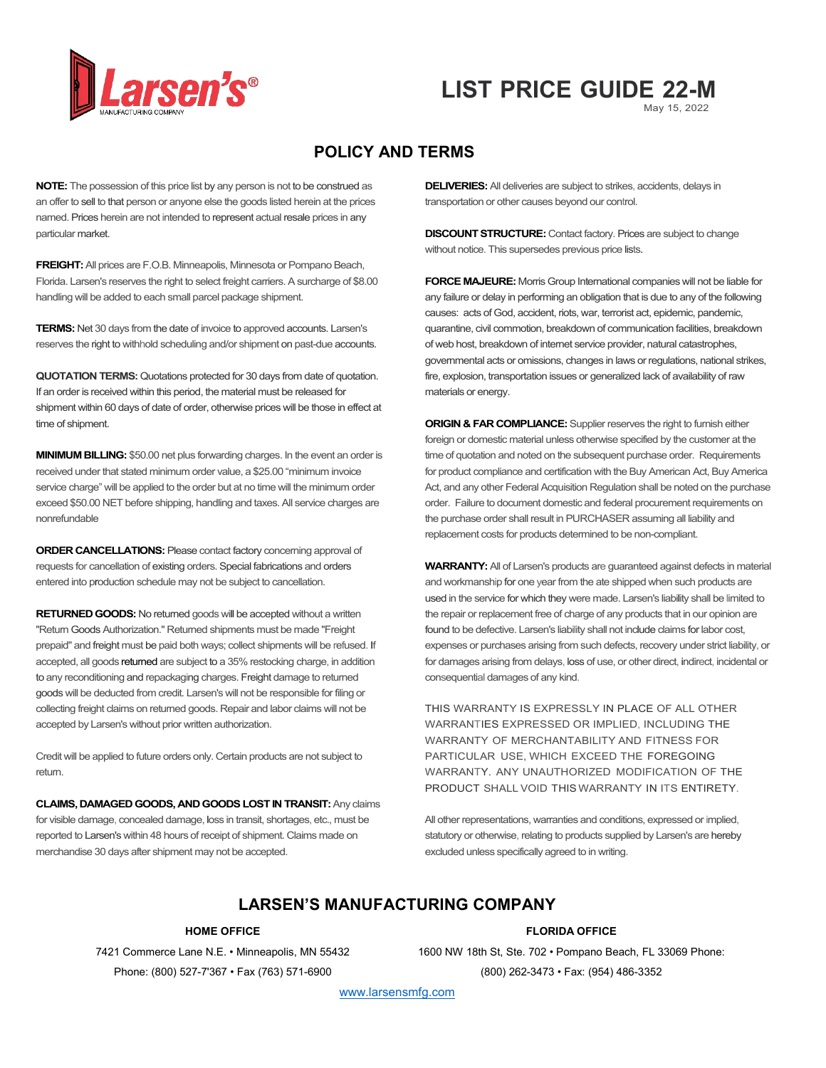# LIST PRICE GUIDE 22-M

May 15, 2022

## POLICY AND TERMS

**NOTE:** The possession of this price list by any person is not to be construed as an offer to sell to that person or anyone else the goods listed herein at the prices named. Prices herein are not intended to represent actual resale prices in any particular market.

**FREIGHT:** All prices are F.O.B. Minneapolis, Minnesota or Pompano Beach, Florida. Larsen's reserves the right to select freight carriers. A surcharge of $8.00 handling will be added to each small parcel package shipment.

**TERMS:** Net 30 days from the date of invoice to approved accounts. Larsen's reserves the right to withhold scheduling and/or shipment on past-due accounts.

**QUOTATION TERMS:** Quotations protected for 30 days from date of quotation. If an order is received within this period, the material must be released for shipment within 60 days of date of order, otherwise prices will be those in effect at time of shipment.

**MINIMUM BILLING:** $50.00 net plus forwarding charges. In the event an order is received under that stated minimum order value, a $25.00 "minimum invoice service charge" will be applied to the order but at no time will the minimum order exceed $50.00 NET before shipping, handling and taxes. All service charges are nonrefundable

**ORDER CANCELLATIONS:** Please contact factory concerning approval of requests for cancellation of existing orders. Special fabrications and orders entered into production schedule may not be subject to cancellation.

**RETURNED GOODS:** No returned goods will be accepted without a written "Return Goods Authorization." Returned shipments must be made "Freight prepaid" and freight must be paid both ways; collect shipments will be refused. If accepted, all goods returned are subject to a 35% restocking charge, in addition to any reconditioning and repackaging charges. Freight damage to returned goods will be deducted from credit. Larsen's will not be responsible for filing or collecting freight claims on returned goods. Repair and labor claims will not be accepted by Larsen's without prior written authorization.

Credit will be applied to future orders only. Certain products are not subject to return.

**CLAIMS, DAMAGED GOODS, AND GOODS LOST IN TRANSIT:** Any claims for visible damage, concealed damage, loss in transit, shortages, etc., must be reported to Larsen's within 48 hours of receipt of shipment. Claims made on merchandise 30 days after shipment may not be accepted.

**DELIVERIES:** All deliveries are subject to strikes, accidents, delays in transportation or other causes beyond our control.

**DISCOUNT STRUCTURE:** Contact factory. Prices are subject to change without notice. This supersedes previous price lists.

**FORCE MAJEURE:** Morris Group International companies will not be liable for any failure or delay in performing an obligation that is due to any of the following causes: acts of God, accident, riots, war, terrorist act, epidemic, pandemic, quarantine, civil commotion, breakdown of communication facilities, breakdown of web host, breakdown of internet service provider, natural catastrophes, governmental acts or omissions, changes in laws or regulations, national strikes, fire, explosion, transportation issues or generalized lack of availability of raw materials or energy.

**ORIGIN & FAR COMPLIANCE:** Supplier reserves the right to furnish either foreign or domestic material unless otherwise specified by the customer at the time of quotation and noted on the subsequent purchase order. Requirements for product compliance and certification with the Buy American Act, Buy America Act, and any other Federal Acquisition Regulation shall be noted on the purchase order. Failure to document domestic and federal procurement requirements on the purchase order shall result in PURCHASER assuming all liability and replacement costs for products determined to be non-compliant.

**WARRANTY:** All of Larsen's products are guaranteed against defects in material and workmanship for one year from the ate shipped when such products are used in the service for which they were made. Larsen's liability shall be limited to the repair or replacement free of charge of any products that in our opinion are found to be defective. Larsen's liability shall not include claims for labor cost, expenses or purchases arising from such defects, recovery under strict liability, or for damages arising from delays, loss of use, or other direct, indirect, incidental or consequential damages of any kind.

THIS WARRANTY IS EXPRESSLY IN PLACE OF ALL OTHER WARRANTIES EXPRESSED OR IMPLIED, INCLUDING THE WARRANTY OF MERCHANTABILITY AND FITNESS FOR PARTICULAR USE, WHICH EXCEED THE FOREGOING WARRANTY. ANY UNAUTHORIZED MODIFICATION OF THE PRODUCT SHALL VOID THIS WARRANTY IN ITS ENTIRETY.

All other representations, warranties and conditions, expressed or implied, statutory or otherwise, relating to products supplied by Larsen's are hereby excluded unless specifically agreed to in writing.

## LARSEN'S MANUFACTURING COMPANY

**HOME OFFICE**

7421 Commerce Lane N.E. • Minneapolis, MN 55432

Phone: (800) 527-7'367 • Fax (763) 571-6900

**FLORIDA OFFICE**

1600 NW 18th St, Ste. 702 • Pompano Beach, FL 33069 Phone: (800) 262-3473 • Fax: (954) 486-3352

www.larsensmfg.com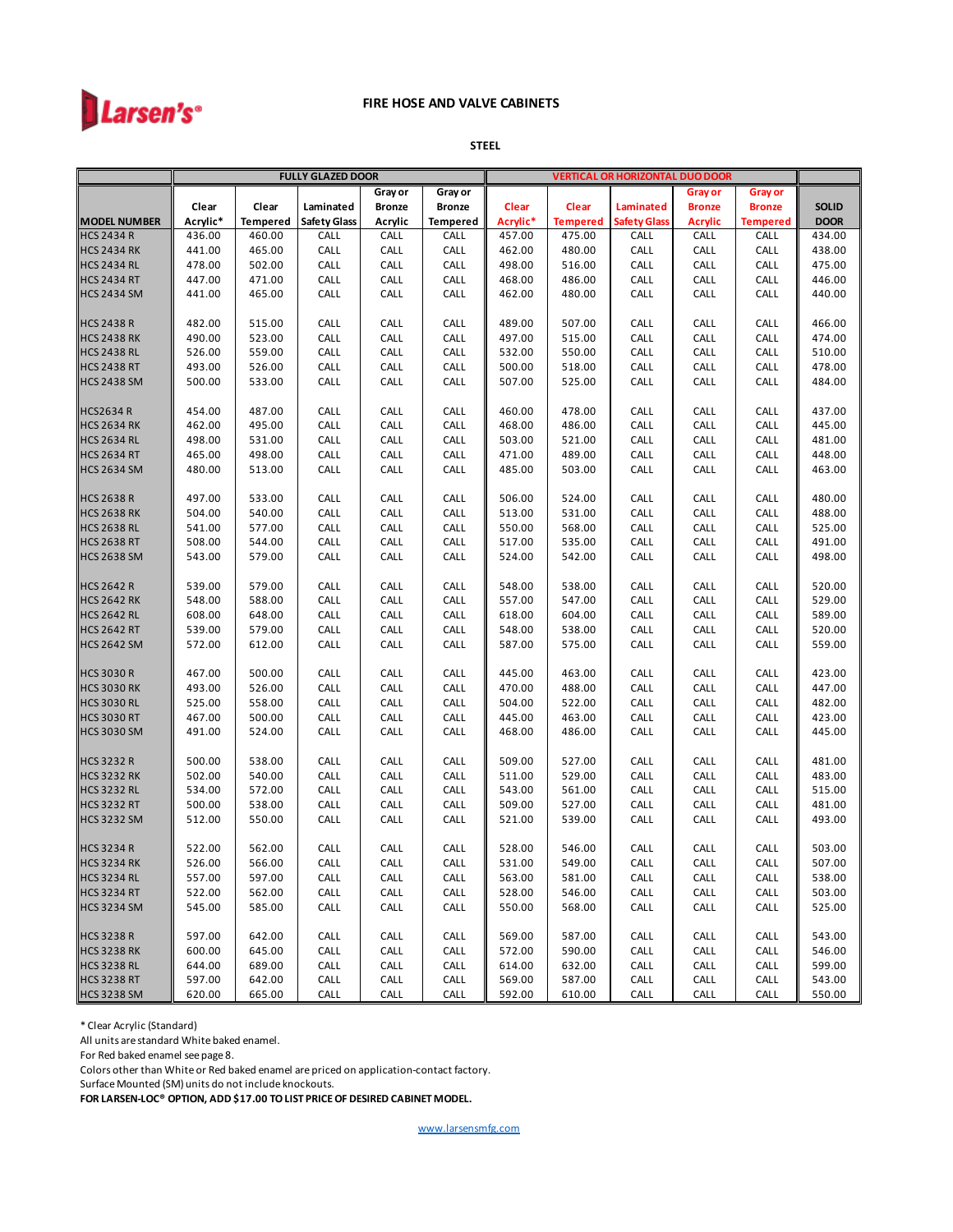Larsen's®

# FIRE HOSE AND VALVE CABINETS

## STEEL

| MODEL NUMBER | FULLY GLAZED DOOR Clear Acrylic* | Clear Tempered | Laminated Safety Glass | Gray or Bronze Acrylic | Gray or Bronze Tempered | VERTICAL OR HORIZONTAL DUO DOOR Clear Acrylic* | Clear Tempered | Laminated Safety Glass | Gray or Bronze Acrylic | Gray or Bronze Tempered | SOLID DOOR |
|---|---|---|---|---|---|---|---|---|---|---|---|
| HCS 2434 R | 436.00 | 460.00 | CALL | CALL | CALL | 457.00 | 475.00 | CALL | CALL | CALL | 434.00 |
| HCS 2434 RK | 441.00 | 465.00 | CALL | CALL | CALL | 462.00 | 480.00 | CALL | CALL | CALL | 438.00 |
| HCS 2434 RL | 478.00 | 502.00 | CALL | CALL | CALL | 498.00 | 516.00 | CALL | CALL | CALL | 475.00 |
| HCS 2434 RT | 447.00 | 471.00 | CALL | CALL | CALL | 468.00 | 486.00 | CALL | CALL | CALL | 446.00 |
| HCS 2434 SM | 441.00 | 465.00 | CALL | CALL | CALL | 462.00 | 480.00 | CALL | CALL | CALL | 440.00 |
| | | | | | | | | | | | |
| HCS 2438 R | 482.00 | 515.00 | CALL | CALL | CALL | 489.00 | 507.00 | CALL | CALL | CALL | 466.00 |
| HCS 2438 RK | 490.00 | 523.00 | CALL | CALL | CALL | 497.00 | 515.00 | CALL | CALL | CALL | 474.00 |
| HCS 2438 RL | 526.00 | 559.00 | CALL | CALL | CALL | 532.00 | 550.00 | CALL | CALL | CALL | 510.00 |
| HCS 2438 RT | 493.00 | 526.00 | CALL | CALL | CALL | 500.00 | 518.00 | CALL | CALL | CALL | 478.00 |
| HCS 2438 SM | 500.00 | 533.00 | CALL | CALL | CALL | 507.00 | 525.00 | CALL | CALL | CALL | 484.00 |
| | | | | | | | | | | | |
| HCS2634 R | 454.00 | 487.00 | CALL | CALL | CALL | 460.00 | 478.00 | CALL | CALL | CALL | 437.00 |
| HCS 2634 RK | 462.00 | 495.00 | CALL | CALL | CALL | 468.00 | 486.00 | CALL | CALL | CALL | 445.00 |
| HCS 2634 RL | 498.00 | 531.00 | CALL | CALL | CALL | 503.00 | 521.00 | CALL | CALL | CALL | 481.00 |
| HCS 2634 RT | 465.00 | 498.00 | CALL | CALL | CALL | 471.00 | 489.00 | CALL | CALL | CALL | 448.00 |
| HCS 2634 SM | 480.00 | 513.00 | CALL | CALL | CALL | 485.00 | 503.00 | CALL | CALL | CALL | 463.00 |
| | | | | | | | | | | | |
| HCS 2638 R | 497.00 | 533.00 | CALL | CALL | CALL | 506.00 | 524.00 | CALL | CALL | CALL | 480.00 |
| HCS 2638 RK | 504.00 | 540.00 | CALL | CALL | CALL | 513.00 | 531.00 | CALL | CALL | CALL | 488.00 |
| HCS 2638 RL | 541.00 | 577.00 | CALL | CALL | CALL | 550.00 | 568.00 | CALL | CALL | CALL | 525.00 |
| HCS 2638 RT | 508.00 | 544.00 | CALL | CALL | CALL | 517.00 | 535.00 | CALL | CALL | CALL | 491.00 |
| HCS 2638 SM | 543.00 | 579.00 | CALL | CALL | CALL | 524.00 | 542.00 | CALL | CALL | CALL | 498.00 |
| | | | | | | | | | | | |
| HCS 2642 R | 539.00 | 579.00 | CALL | CALL | CALL | 548.00 | 538.00 | CALL | CALL | CALL | 520.00 |
| HCS 2642 RK | 548.00 | 588.00 | CALL | CALL | CALL | 557.00 | 547.00 | CALL | CALL | CALL | 529.00 |
| HCS 2642 RL | 608.00 | 648.00 | CALL | CALL | CALL | 618.00 | 604.00 | CALL | CALL | CALL | 589.00 |
| HCS 2642 RT | 539.00 | 579.00 | CALL | CALL | CALL | 548.00 | 538.00 | CALL | CALL | CALL | 520.00 |
| HCS 2642 SM | 572.00 | 612.00 | CALL | CALL | CALL | 587.00 | 575.00 | CALL | CALL | CALL | 559.00 |
| | | | | | | | | | | | |
| HCS 3030 R | 467.00 | 500.00 | CALL | CALL | CALL | 445.00 | 463.00 | CALL | CALL | CALL | 423.00 |
| HCS 3030 RK | 493.00 | 526.00 | CALL | CALL | CALL | 470.00 | 488.00 | CALL | CALL | CALL | 447.00 |
| HCS 3030 RL | 525.00 | 558.00 | CALL | CALL | CALL | 504.00 | 522.00 | CALL | CALL | CALL | 482.00 |
| HCS 3030 RT | 467.00 | 500.00 | CALL | CALL | CALL | 445.00 | 463.00 | CALL | CALL | CALL | 423.00 |
| HCS 3030 SM | 491.00 | 524.00 | CALL | CALL | CALL | 468.00 | 486.00 | CALL | CALL | CALL | 445.00 |
| | | | | | | | | | | | |
| HCS 3232 R | 500.00 | 538.00 | CALL | CALL | CALL | 509.00 | 527.00 | CALL | CALL | CALL | 481.00 |
| HCS 3232 RK | 502.00 | 540.00 | CALL | CALL | CALL | 511.00 | 529.00 | CALL | CALL | CALL | 483.00 |
| HCS 3232 RL | 534.00 | 572.00 | CALL | CALL | CALL | 543.00 | 561.00 | CALL | CALL | CALL | 515.00 |
| HCS 3232 RT | 500.00 | 538.00 | CALL | CALL | CALL | 509.00 | 527.00 | CALL | CALL | CALL | 481.00 |
| HCS 3232 SM | 512.00 | 550.00 | CALL | CALL | CALL | 521.00 | 539.00 | CALL | CALL | CALL | 493.00 |
| | | | | | | | | | | | |
| HCS 3234 R | 522.00 | 562.00 | CALL | CALL | CALL | 528.00 | 546.00 | CALL | CALL | CALL | 503.00 |
| HCS 3234 RK | 526.00 | 566.00 | CALL | CALL | CALL | 531.00 | 549.00 | CALL | CALL | CALL | 507.00 |
| HCS 3234 RL | 557.00 | 597.00 | CALL | CALL | CALL | 563.00 | 581.00 | CALL | CALL | CALL | 538.00 |
| HCS 3234 RT | 522.00 | 562.00 | CALL | CALL | CALL | 528.00 | 546.00 | CALL | CALL | CALL | 503.00 |
| HCS 3234 SM | 545.00 | 585.00 | CALL | CALL | CALL | 550.00 | 568.00 | CALL | CALL | CALL | 525.00 |
| | | | | | | | | | | | |
| HCS 3238 R | 597.00 | 642.00 | CALL | CALL | CALL | 569.00 | 587.00 | CALL | CALL | CALL | 543.00 |
| HCS 3238 RK | 600.00 | 645.00 | CALL | CALL | CALL | 572.00 | 590.00 | CALL | CALL | CALL | 546.00 |
| HCS 3238 RL | 644.00 | 689.00 | CALL | CALL | CALL | 614.00 | 632.00 | CALL | CALL | CALL | 599.00 |
| HCS 3238 RT | 597.00 | 642.00 | CALL | CALL | CALL | 569.00 | 587.00 | CALL | CALL | CALL | 543.00 |
| HCS 3238 SM | 620.00 | 665.00 | CALL | CALL | CALL | 592.00 | 610.00 | CALL | CALL | CALL | 550.00 |

* Clear Acrylic (Standard)
All units are standard White baked enamel.
For Red baked enamel see page 8.
Colors other than White or Red baked enamel are priced on application-contact factory.
Surface Mounted (SM) units do not include knockouts.
**FOR LARSEN-LOC® OPTION, ADD $17.00 TO LIST PRICE OF DESIRED CABINET MODEL.**

www.larsensmfg.com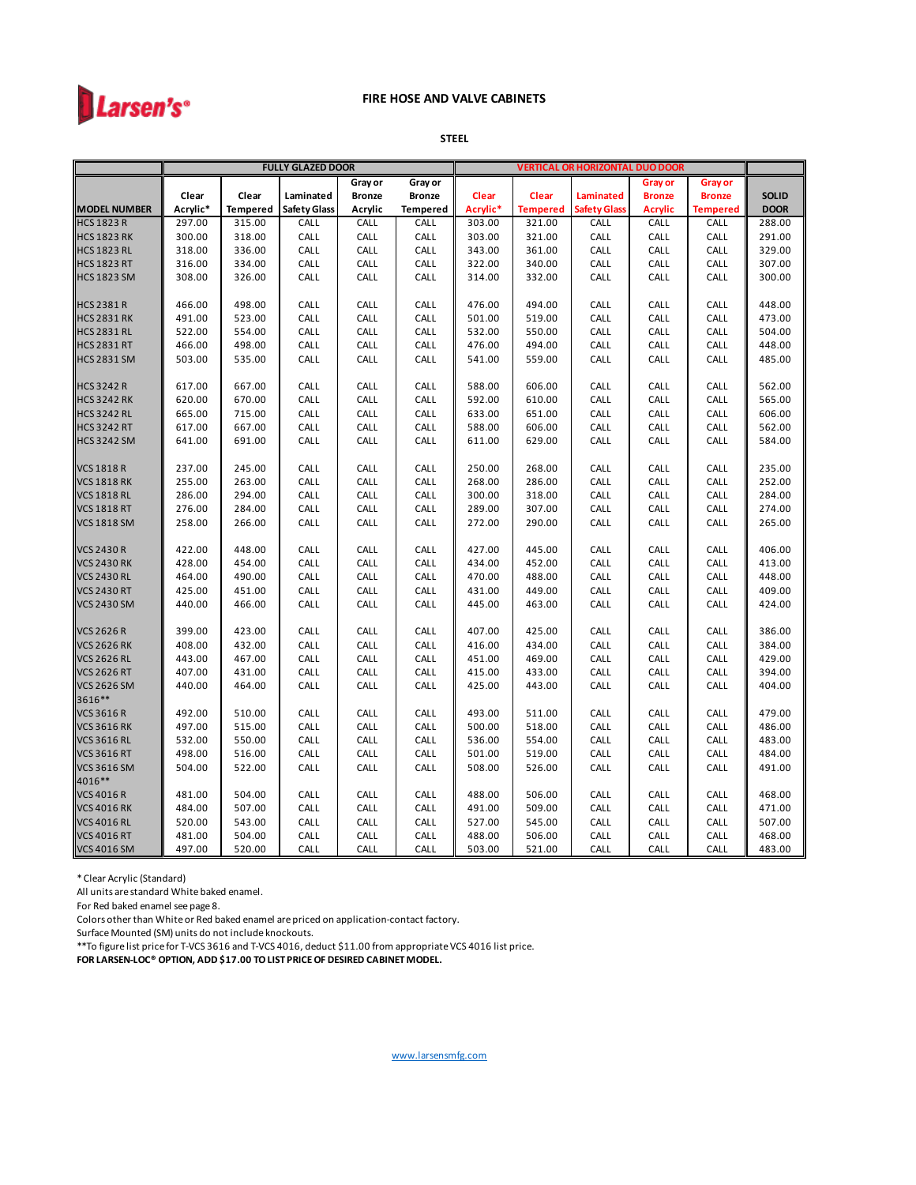Larsen's®

# FIRE HOSE AND VALVE CABINETS

## STEEL

| | FULLY GLAZED DOOR | | | | | VERTICAL OR HORIZONTAL DUO DOOR | | | | | |
|---|---|---|---|---|---|---|---|---|---|---|---|
| **MODEL NUMBER** | **Clear Acrylic*** | **Clear Tempered** | **Laminated Safety Glass** | **Gray or Bronze Acrylic** | **Gray or Bronze Tempered** | **Clear Acrylic*** | **Clear Tempered** | **Laminated Safety Glass** | **Gray or Bronze Acrylic** | **Gray or Bronze Tempered** | **SOLID DOOR** |
| HCS 1823 R | 297.00 | 315.00 | CALL | CALL | CALL | 303.00 | 321.00 | CALL | CALL | CALL | 288.00 |
| HCS 1823 RK | 300.00 | 318.00 | CALL | CALL | CALL | 303.00 | 321.00 | CALL | CALL | CALL | 291.00 |
| HCS 1823 RL | 318.00 | 336.00 | CALL | CALL | CALL | 343.00 | 361.00 | CALL | CALL | CALL | 329.00 |
| HCS 1823 RT | 316.00 | 334.00 | CALL | CALL | CALL | 322.00 | 340.00 | CALL | CALL | CALL | 307.00 |
| HCS 1823 SM | 308.00 | 326.00 | CALL | CALL | CALL | 314.00 | 332.00 | CALL | CALL | CALL | 300.00 |
| | | | | | | | | | | | |
| HCS 2381 R | 466.00 | 498.00 | CALL | CALL | CALL | 476.00 | 494.00 | CALL | CALL | CALL | 448.00 |
| HCS 2831 RK | 491.00 | 523.00 | CALL | CALL | CALL | 501.00 | 519.00 | CALL | CALL | CALL | 473.00 |
| HCS 2831 RL | 522.00 | 554.00 | CALL | CALL | CALL | 532.00 | 550.00 | CALL | CALL | CALL | 504.00 |
| HCS 2831 RT | 466.00 | 498.00 | CALL | CALL | CALL | 476.00 | 494.00 | CALL | CALL | CALL | 448.00 |
| HCS 2831 SM | 503.00 | 535.00 | CALL | CALL | CALL | 541.00 | 559.00 | CALL | CALL | CALL | 485.00 |
| | | | | | | | | | | | |
| HCS 3242 R | 617.00 | 667.00 | CALL | CALL | CALL | 588.00 | 606.00 | CALL | CALL | CALL | 562.00 |
| HCS 3242 RK | 620.00 | 670.00 | CALL | CALL | CALL | 592.00 | 610.00 | CALL | CALL | CALL | 565.00 |
| HCS 3242 RL | 665.00 | 715.00 | CALL | CALL | CALL | 633.00 | 651.00 | CALL | CALL | CALL | 606.00 |
| HCS 3242 RT | 617.00 | 667.00 | CALL | CALL | CALL | 588.00 | 606.00 | CALL | CALL | CALL | 562.00 |
| HCS 3242 SM | 641.00 | 691.00 | CALL | CALL | CALL | 611.00 | 629.00 | CALL | CALL | CALL | 584.00 |
| | | | | | | | | | | | |
| VCS 1818 R | 237.00 | 245.00 | CALL | CALL | CALL | 250.00 | 268.00 | CALL | CALL | CALL | 235.00 |
| VCS 1818 RK | 255.00 | 263.00 | CALL | CALL | CALL | 268.00 | 286.00 | CALL | CALL | CALL | 252.00 |
| VCS 1818 RL | 286.00 | 294.00 | CALL | CALL | CALL | 300.00 | 318.00 | CALL | CALL | CALL | 284.00 |
| VCS 1818 RT | 276.00 | 284.00 | CALL | CALL | CALL | 289.00 | 307.00 | CALL | CALL | CALL | 274.00 |
| VCS 1818 SM | 258.00 | 266.00 | CALL | CALL | CALL | 272.00 | 290.00 | CALL | CALL | CALL | 265.00 |
| | | | | | | | | | | | |
| VCS 2430 R | 422.00 | 448.00 | CALL | CALL | CALL | 427.00 | 445.00 | CALL | CALL | CALL | 406.00 |
| VCS 2430 RK | 428.00 | 454.00 | CALL | CALL | CALL | 434.00 | 452.00 | CALL | CALL | CALL | 413.00 |
| VCS 2430 RL | 464.00 | 490.00 | CALL | CALL | CALL | 470.00 | 488.00 | CALL | CALL | CALL | 448.00 |
| VCS 2430 RT | 425.00 | 451.00 | CALL | CALL | CALL | 431.00 | 449.00 | CALL | CALL | CALL | 409.00 |
| VCS 2430 SM | 440.00 | 466.00 | CALL | CALL | CALL | 445.00 | 463.00 | CALL | CALL | CALL | 424.00 |
| | | | | | | | | | | | |
| VCS 2626 R | 399.00 | 423.00 | CALL | CALL | CALL | 407.00 | 425.00 | CALL | CALL | CALL | 386.00 |
| VCS 2626 RK | 408.00 | 432.00 | CALL | CALL | CALL | 416.00 | 434.00 | CALL | CALL | CALL | 384.00 |
| VCS 2626 RL | 443.00 | 467.00 | CALL | CALL | CALL | 451.00 | 469.00 | CALL | CALL | CALL | 429.00 |
| VCS 2626 RT | 407.00 | 431.00 | CALL | CALL | CALL | 415.00 | 433.00 | CALL | CALL | CALL | 394.00 |
| VCS 2626 SM | 440.00 | 464.00 | CALL | CALL | CALL | 425.00 | 443.00 | CALL | CALL | CALL | 404.00 |
| 3616** | | | | | | | | | | | |
| VCS 3616 R | 492.00 | 510.00 | CALL | CALL | CALL | 493.00 | 511.00 | CALL | CALL | CALL | 479.00 |
| VCS 3616 RK | 497.00 | 515.00 | CALL | CALL | CALL | 500.00 | 518.00 | CALL | CALL | CALL | 486.00 |
| VCS 3616 RL | 532.00 | 550.00 | CALL | CALL | CALL | 536.00 | 554.00 | CALL | CALL | CALL | 483.00 |
| VCS 3616 RT | 498.00 | 516.00 | CALL | CALL | CALL | 501.00 | 519.00 | CALL | CALL | CALL | 484.00 |
| VCS 3616 SM | 504.00 | 522.00 | CALL | CALL | CALL | 508.00 | 526.00 | CALL | CALL | CALL | 491.00 |
| 4016** | | | | | | | | | | | |
| VCS 4016 R | 481.00 | 504.00 | CALL | CALL | CALL | 488.00 | 506.00 | CALL | CALL | CALL | 468.00 |
| VCS 4016 RK | 484.00 | 507.00 | CALL | CALL | CALL | 491.00 | 509.00 | CALL | CALL | CALL | 471.00 |
| VCS 4016 RL | 520.00 | 543.00 | CALL | CALL | CALL | 527.00 | 545.00 | CALL | CALL | CALL | 507.00 |
| VCS 4016 RT | 481.00 | 504.00 | CALL | CALL | CALL | 488.00 | 506.00 | CALL | CALL | CALL | 468.00 |
| VCS 4016 SM | 497.00 | 520.00 | CALL | CALL | CALL | 503.00 | 521.00 | CALL | CALL | CALL | 483.00 |

* Clear Acrylic (Standard)
All units are standard White baked enamel.
For Red baked enamel see page 8.
Colors other than White or Red baked enamel are priced on application-contact factory.
Surface Mounted (SM) units do not include knockouts.
**To figure list price for T-VCS 3616 and T-VCS 4016, deduct $11.00 from appropriate VCS 4016 list price.
**FOR LARSEN-LOC® OPTION, ADD $17.00 TO LIST PRICE OF DESIRED CABINET MODEL.**

www.larsensmfg.com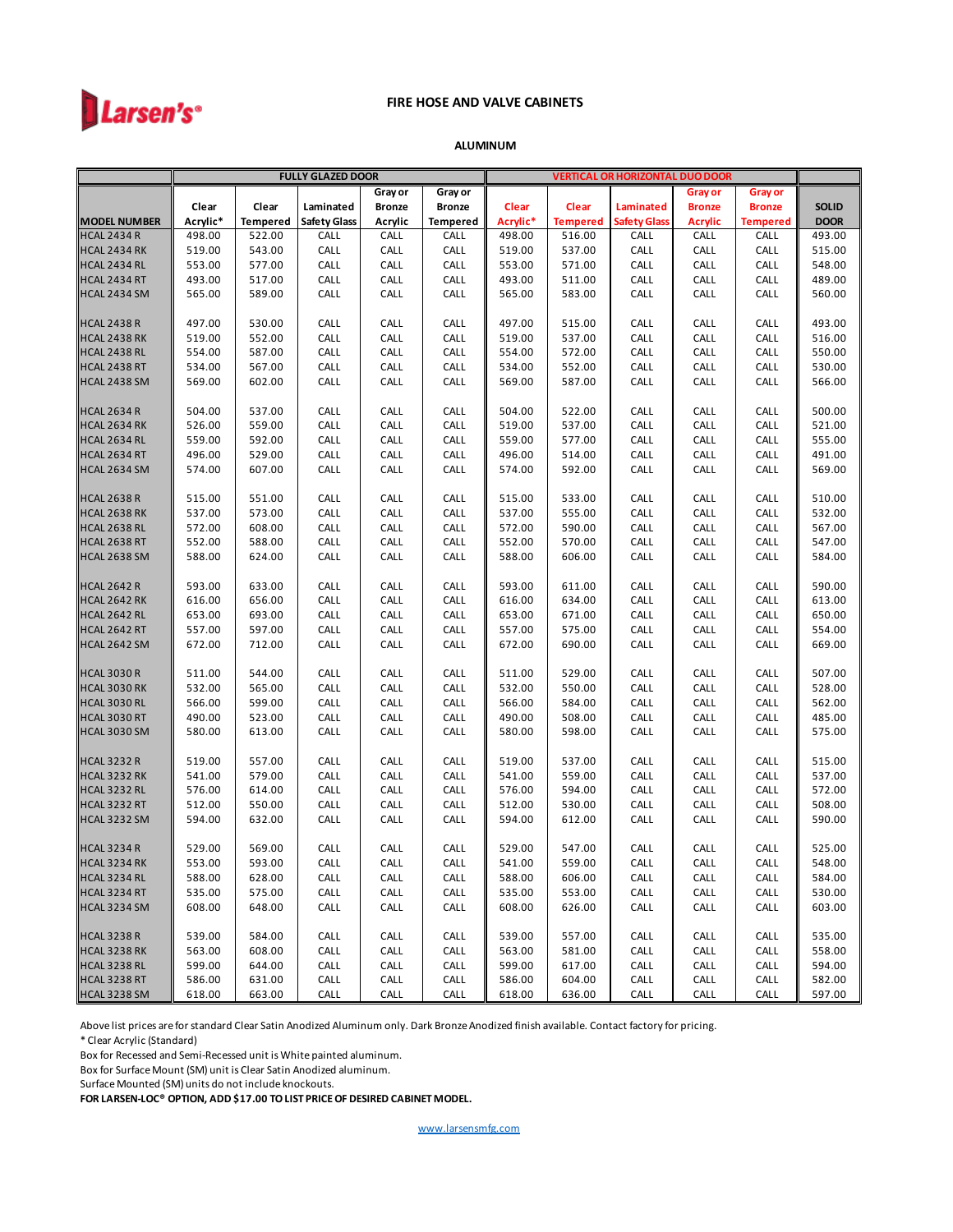Larsen's®

# FIRE HOSE AND VALVE CABINETS

## ALUMINUM

| | FULLY GLAZED DOOR | | | | | VERTICAL OR HORIZONTAL DUO DOOR | | | | | |
|---|---|---|---|---|---|---|---|---|---|---|---|
| MODEL NUMBER | Clear Acrylic* | Clear Tempered | Laminated Safety Glass | Gray or Bronze Acrylic | Gray or Bronze Tempered | Clear Acrylic* | Clear Tempered | Laminated Safety Glass | Gray or Bronze Acrylic | Gray or Bronze Tempered | SOLID DOOR |
| HCAL 2434 R | 498.00 | 522.00 | CALL | CALL | CALL | 498.00 | 516.00 | CALL | CALL | CALL | 493.00 |
| HCAL 2434 RK | 519.00 | 543.00 | CALL | CALL | CALL | 519.00 | 537.00 | CALL | CALL | CALL | 515.00 |
| HCAL 2434 RL | 553.00 | 577.00 | CALL | CALL | CALL | 553.00 | 571.00 | CALL | CALL | CALL | 548.00 |
| HCAL 2434 RT | 493.00 | 517.00 | CALL | CALL | CALL | 493.00 | 511.00 | CALL | CALL | CALL | 489.00 |
| HCAL 2434 SM | 565.00 | 589.00 | CALL | CALL | CALL | 565.00 | 583.00 | CALL | CALL | CALL | 560.00 |
| HCAL 2438 R | 497.00 | 530.00 | CALL | CALL | CALL | 497.00 | 515.00 | CALL | CALL | CALL | 493.00 |
| HCAL 2438 RK | 519.00 | 552.00 | CALL | CALL | CALL | 519.00 | 537.00 | CALL | CALL | CALL | 516.00 |
| HCAL 2438 RL | 554.00 | 587.00 | CALL | CALL | CALL | 554.00 | 572.00 | CALL | CALL | CALL | 550.00 |
| HCAL 2438 RT | 534.00 | 567.00 | CALL | CALL | CALL | 534.00 | 552.00 | CALL | CALL | CALL | 530.00 |
| HCAL 2438 SM | 569.00 | 602.00 | CALL | CALL | CALL | 569.00 | 587.00 | CALL | CALL | CALL | 566.00 |
| HCAL 2634 R | 504.00 | 537.00 | CALL | CALL | CALL | 504.00 | 522.00 | CALL | CALL | CALL | 500.00 |
| HCAL 2634 RK | 526.00 | 559.00 | CALL | CALL | CALL | 519.00 | 537.00 | CALL | CALL | CALL | 521.00 |
| HCAL 2634 RL | 559.00 | 592.00 | CALL | CALL | CALL | 559.00 | 577.00 | CALL | CALL | CALL | 555.00 |
| HCAL 2634 RT | 496.00 | 529.00 | CALL | CALL | CALL | 496.00 | 514.00 | CALL | CALL | CALL | 491.00 |
| HCAL 2634 SM | 574.00 | 607.00 | CALL | CALL | CALL | 574.00 | 592.00 | CALL | CALL | CALL | 569.00 |
| HCAL 2638 R | 515.00 | 551.00 | CALL | CALL | CALL | 515.00 | 533.00 | CALL | CALL | CALL | 510.00 |
| HCAL 2638 RK | 537.00 | 573.00 | CALL | CALL | CALL | 537.00 | 555.00 | CALL | CALL | CALL | 532.00 |
| HCAL 2638 RL | 572.00 | 608.00 | CALL | CALL | CALL | 572.00 | 590.00 | CALL | CALL | CALL | 567.00 |
| HCAL 2638 RT | 552.00 | 588.00 | CALL | CALL | CALL | 552.00 | 570.00 | CALL | CALL | CALL | 547.00 |
| HCAL 2638 SM | 588.00 | 624.00 | CALL | CALL | CALL | 588.00 | 606.00 | CALL | CALL | CALL | 584.00 |
| HCAL 2642 R | 593.00 | 633.00 | CALL | CALL | CALL | 593.00 | 611.00 | CALL | CALL | CALL | 590.00 |
| HCAL 2642 RK | 616.00 | 656.00 | CALL | CALL | CALL | 616.00 | 634.00 | CALL | CALL | CALL | 613.00 |
| HCAL 2642 RL | 653.00 | 693.00 | CALL | CALL | CALL | 653.00 | 671.00 | CALL | CALL | CALL | 650.00 |
| HCAL 2642 RT | 557.00 | 597.00 | CALL | CALL | CALL | 557.00 | 575.00 | CALL | CALL | CALL | 554.00 |
| HCAL 2642 SM | 672.00 | 712.00 | CALL | CALL | CALL | 672.00 | 690.00 | CALL | CALL | CALL | 669.00 |
| HCAL 3030 R | 511.00 | 544.00 | CALL | CALL | CALL | 511.00 | 529.00 | CALL | CALL | CALL | 507.00 |
| HCAL 3030 RK | 532.00 | 565.00 | CALL | CALL | CALL | 532.00 | 550.00 | CALL | CALL | CALL | 528.00 |
| HCAL 3030 RL | 566.00 | 599.00 | CALL | CALL | CALL | 566.00 | 584.00 | CALL | CALL | CALL | 562.00 |
| HCAL 3030 RT | 490.00 | 523.00 | CALL | CALL | CALL | 490.00 | 508.00 | CALL | CALL | CALL | 485.00 |
| HCAL 3030 SM | 580.00 | 613.00 | CALL | CALL | CALL | 580.00 | 598.00 | CALL | CALL | CALL | 575.00 |
| HCAL 3232 R | 519.00 | 557.00 | CALL | CALL | CALL | 519.00 | 537.00 | CALL | CALL | CALL | 515.00 |
| HCAL 3232 RK | 541.00 | 579.00 | CALL | CALL | CALL | 541.00 | 559.00 | CALL | CALL | CALL | 537.00 |
| HCAL 3232 RL | 576.00 | 614.00 | CALL | CALL | CALL | 576.00 | 594.00 | CALL | CALL | CALL | 572.00 |
| HCAL 3232 RT | 512.00 | 550.00 | CALL | CALL | CALL | 512.00 | 530.00 | CALL | CALL | CALL | 508.00 |
| HCAL 3232 SM | 594.00 | 632.00 | CALL | CALL | CALL | 594.00 | 612.00 | CALL | CALL | CALL | 590.00 |
| HCAL 3234 R | 529.00 | 569.00 | CALL | CALL | CALL | 529.00 | 547.00 | CALL | CALL | CALL | 525.00 |
| HCAL 3234 RK | 553.00 | 593.00 | CALL | CALL | CALL | 541.00 | 559.00 | CALL | CALL | CALL | 548.00 |
| HCAL 3234 RL | 588.00 | 628.00 | CALL | CALL | CALL | 588.00 | 606.00 | CALL | CALL | CALL | 584.00 |
| HCAL 3234 RT | 535.00 | 575.00 | CALL | CALL | CALL | 535.00 | 553.00 | CALL | CALL | CALL | 530.00 |
| HCAL 3234 SM | 608.00 | 648.00 | CALL | CALL | CALL | 608.00 | 626.00 | CALL | CALL | CALL | 603.00 |
| HCAL 3238 R | 539.00 | 584.00 | CALL | CALL | CALL | 539.00 | 557.00 | CALL | CALL | CALL | 535.00 |
| HCAL 3238 RK | 563.00 | 608.00 | CALL | CALL | CALL | 563.00 | 581.00 | CALL | CALL | CALL | 558.00 |
| HCAL 3238 RL | 599.00 | 644.00 | CALL | CALL | CALL | 599.00 | 617.00 | CALL | CALL | CALL | 594.00 |
| HCAL 3238 RT | 586.00 | 631.00 | CALL | CALL | CALL | 586.00 | 604.00 | CALL | CALL | CALL | 582.00 |
| HCAL 3238 SM | 618.00 | 663.00 | CALL | CALL | CALL | 618.00 | 636.00 | CALL | CALL | CALL | 597.00 |

Above list prices are for standard Clear Satin Anodized Aluminum only. Dark Bronze Anodized finish available. Contact factory for pricing.
* Clear Acrylic (Standard)
Box for Recessed and Semi-Recessed unit is White painted aluminum.
Box for Surface Mount (SM) unit is Clear Satin Anodized aluminum.
Surface Mounted (SM) units do not include knockouts.
**FOR LARSEN-LOC® OPTION, ADD $17.00 TO LIST PRICE OF DESIRED CABINET MODEL.**

www.larsensmfg.com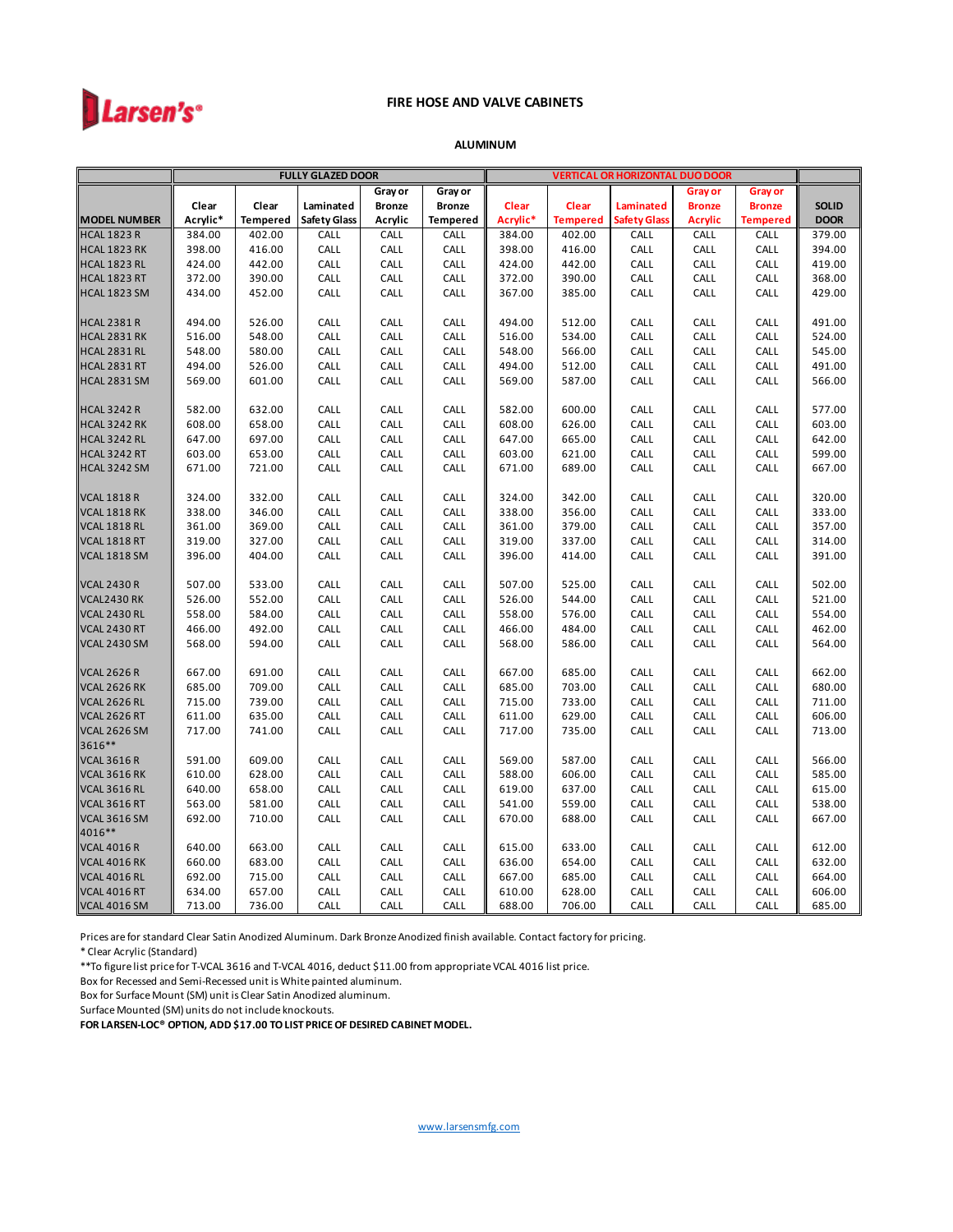Larsen's®

# FIRE HOSE AND VALVE CABINETS

## ALUMINUM

| MODEL NUMBER | FULLY GLAZED DOOR Clear Acrylic* | Clear Tempered | Laminated Safety Glass | Gray or Bronze Acrylic | Gray or Bronze Tempered | VERTICAL OR HORIZONTAL DUO DOOR Clear Acrylic* | Clear Tempered | Laminated Safety Glass | Gray or Bronze Acrylic | Gray or Bronze Tempered | SOLID DOOR |
|---|---|---|---|---|---|---|---|---|---|---|---|
| HCAL 1823 R | 384.00 | 402.00 | CALL | CALL | CALL | 384.00 | 402.00 | CALL | CALL | CALL | 379.00 |
| HCAL 1823 RK | 398.00 | 416.00 | CALL | CALL | CALL | 398.00 | 416.00 | CALL | CALL | CALL | 394.00 |
| HCAL 1823 RL | 424.00 | 442.00 | CALL | CALL | CALL | 424.00 | 442.00 | CALL | CALL | CALL | 419.00 |
| HCAL 1823 RT | 372.00 | 390.00 | CALL | CALL | CALL | 372.00 | 390.00 | CALL | CALL | CALL | 368.00 |
| HCAL 1823 SM | 434.00 | 452.00 | CALL | CALL | CALL | 367.00 | 385.00 | CALL | CALL | CALL | 429.00 |
| | | | | | | | | | | | |
| HCAL 2381 R | 494.00 | 526.00 | CALL | CALL | CALL | 494.00 | 512.00 | CALL | CALL | CALL | 491.00 |
| HCAL 2831 RK | 516.00 | 548.00 | CALL | CALL | CALL | 516.00 | 534.00 | CALL | CALL | CALL | 524.00 |
| HCAL 2831 RL | 548.00 | 580.00 | CALL | CALL | CALL | 548.00 | 566.00 | CALL | CALL | CALL | 545.00 |
| HCAL 2831 RT | 494.00 | 526.00 | CALL | CALL | CALL | 494.00 | 512.00 | CALL | CALL | CALL | 491.00 |
| HCAL 2831 SM | 569.00 | 601.00 | CALL | CALL | CALL | 569.00 | 587.00 | CALL | CALL | CALL | 566.00 |
| | | | | | | | | | | | |
| HCAL 3242 R | 582.00 | 632.00 | CALL | CALL | CALL | 582.00 | 600.00 | CALL | CALL | CALL | 577.00 |
| HCAL 3242 RK | 608.00 | 658.00 | CALL | CALL | CALL | 608.00 | 626.00 | CALL | CALL | CALL | 603.00 |
| HCAL 3242 RL | 647.00 | 697.00 | CALL | CALL | CALL | 647.00 | 665.00 | CALL | CALL | CALL | 642.00 |
| HCAL 3242 RT | 603.00 | 653.00 | CALL | CALL | CALL | 603.00 | 621.00 | CALL | CALL | CALL | 599.00 |
| HCAL 3242 SM | 671.00 | 721.00 | CALL | CALL | CALL | 671.00 | 689.00 | CALL | CALL | CALL | 667.00 |
| | | | | | | | | | | | |
| VCAL 1818 R | 324.00 | 332.00 | CALL | CALL | CALL | 324.00 | 342.00 | CALL | CALL | CALL | 320.00 |
| VCAL 1818 RK | 338.00 | 346.00 | CALL | CALL | CALL | 338.00 | 356.00 | CALL | CALL | CALL | 333.00 |
| VCAL 1818 RL | 361.00 | 369.00 | CALL | CALL | CALL | 361.00 | 379.00 | CALL | CALL | CALL | 357.00 |
| VCAL 1818 RT | 319.00 | 327.00 | CALL | CALL | CALL | 319.00 | 337.00 | CALL | CALL | CALL | 314.00 |
| VCAL 1818 SM | 396.00 | 404.00 | CALL | CALL | CALL | 396.00 | 414.00 | CALL | CALL | CALL | 391.00 |
| | | | | | | | | | | | |
| VCAL 2430 R | 507.00 | 533.00 | CALL | CALL | CALL | 507.00 | 525.00 | CALL | CALL | CALL | 502.00 |
| VCAL2430 RK | 526.00 | 552.00 | CALL | CALL | CALL | 526.00 | 544.00 | CALL | CALL | CALL | 521.00 |
| VCAL 2430 RL | 558.00 | 584.00 | CALL | CALL | CALL | 558.00 | 576.00 | CALL | CALL | CALL | 554.00 |
| VCAL 2430 RT | 466.00 | 492.00 | CALL | CALL | CALL | 466.00 | 484.00 | CALL | CALL | CALL | 462.00 |
| VCAL 2430 SM | 568.00 | 594.00 | CALL | CALL | CALL | 568.00 | 586.00 | CALL | CALL | CALL | 564.00 |
| | | | | | | | | | | | |
| VCAL 2626 R | 667.00 | 691.00 | CALL | CALL | CALL | 667.00 | 685.00 | CALL | CALL | CALL | 662.00 |
| VCAL 2626 RK | 685.00 | 709.00 | CALL | CALL | CALL | 685.00 | 703.00 | CALL | CALL | CALL | 680.00 |
| VCAL 2626 RL | 715.00 | 739.00 | CALL | CALL | CALL | 715.00 | 733.00 | CALL | CALL | CALL | 711.00 |
| VCAL 2626 RT | 611.00 | 635.00 | CALL | CALL | CALL | 611.00 | 629.00 | CALL | CALL | CALL | 606.00 |
| VCAL 2626 SM | 717.00 | 741.00 | CALL | CALL | CALL | 717.00 | 735.00 | CALL | CALL | CALL | 713.00 |
| 3616** | | | | | | | | | | | |
| VCAL 3616 R | 591.00 | 609.00 | CALL | CALL | CALL | 569.00 | 587.00 | CALL | CALL | CALL | 566.00 |
| VCAL 3616 RK | 610.00 | 628.00 | CALL | CALL | CALL | 588.00 | 606.00 | CALL | CALL | CALL | 585.00 |
| VCAL 3616 RL | 640.00 | 658.00 | CALL | CALL | CALL | 619.00 | 637.00 | CALL | CALL | CALL | 615.00 |
| VCAL 3616 RT | 563.00 | 581.00 | CALL | CALL | CALL | 541.00 | 559.00 | CALL | CALL | CALL | 538.00 |
| VCAL 3616 SM | 692.00 | 710.00 | CALL | CALL | CALL | 670.00 | 688.00 | CALL | CALL | CALL | 667.00 |
| 4016** | | | | | | | | | | | |
| VCAL 4016 R | 640.00 | 663.00 | CALL | CALL | CALL | 615.00 | 633.00 | CALL | CALL | CALL | 612.00 |
| VCAL 4016 RK | 660.00 | 683.00 | CALL | CALL | CALL | 636.00 | 654.00 | CALL | CALL | CALL | 632.00 |
| VCAL 4016 RL | 692.00 | 715.00 | CALL | CALL | CALL | 667.00 | 685.00 | CALL | CALL | CALL | 664.00 |
| VCAL 4016 RT | 634.00 | 657.00 | CALL | CALL | CALL | 610.00 | 628.00 | CALL | CALL | CALL | 606.00 |
| VCAL 4016 SM | 713.00 | 736.00 | CALL | CALL | CALL | 688.00 | 706.00 | CALL | CALL | CALL | 685.00 |

Prices are for standard Clear Satin Anodized Aluminum. Dark Bronze Anodized finish available. Contact factory for pricing.

* Clear Acrylic (Standard)

**To figure list price for T-VCAL 3616 and T-VCAL 4016, deduct $11.00 from appropriate VCAL 4016 list price.

Box for Recessed and Semi-Recessed unit is White painted aluminum.

Box for Surface Mount (SM) unit is Clear Satin Anodized aluminum.

Surface Mounted (SM) units do not include knockouts.

**FOR LARSEN-LOC® OPTION, ADD $17.00 TO LIST PRICE OF DESIRED CABINET MODEL.**

www.larsensmfg.com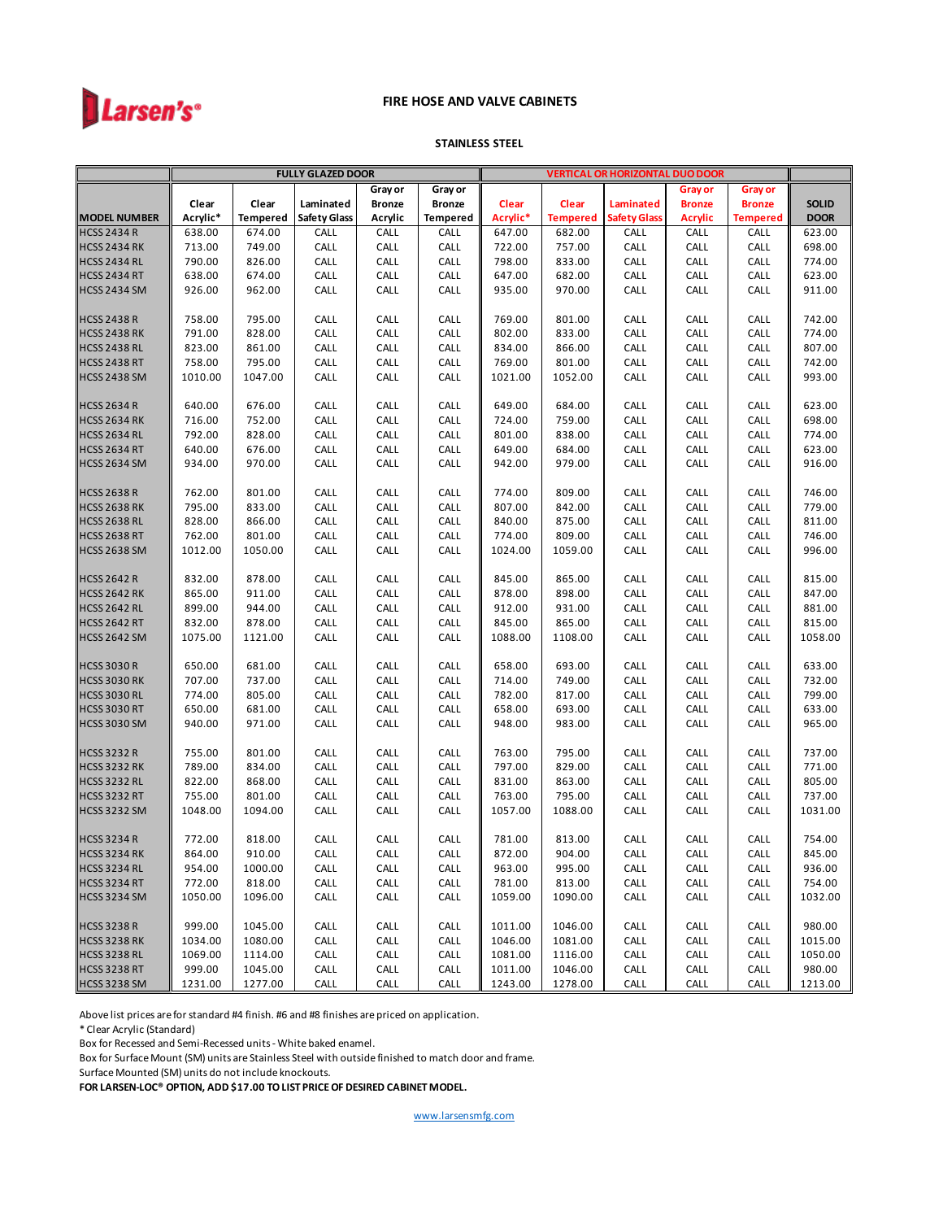Larsen's®

# FIRE HOSE AND VALVE CABINETS

## STAINLESS STEEL

| | FULLY GLAZED DOOR | | | | | VERTICAL OR HORIZONTAL DUO DOOR | | | | | |
|---|---|---|---|---|---|---|---|---|---|---|---|
| MODEL NUMBER | Clear Acrylic* | Clear Tempered | Laminated Safety Glass | Gray or Bronze Acrylic | Gray or Bronze Tempered | Clear Acrylic* | Clear Tempered | Laminated Safety Glass | Gray or Bronze Acrylic | Gray or Bronze Tempered | SOLID DOOR |
| HCSS 2434 R | 638.00 | 674.00 | CALL | CALL | CALL | 647.00 | 682.00 | CALL | CALL | CALL | 623.00 |
| HCSS 2434 RK | 713.00 | 749.00 | CALL | CALL | CALL | 722.00 | 757.00 | CALL | CALL | CALL | 698.00 |
| HCSS 2434 RL | 790.00 | 826.00 | CALL | CALL | CALL | 798.00 | 833.00 | CALL | CALL | CALL | 774.00 |
| HCSS 2434 RT | 638.00 | 674.00 | CALL | CALL | CALL | 647.00 | 682.00 | CALL | CALL | CALL | 623.00 |
| HCSS 2434 SM | 926.00 | 962.00 | CALL | CALL | CALL | 935.00 | 970.00 | CALL | CALL | CALL | 911.00 |
| HCSS 2438 R | 758.00 | 795.00 | CALL | CALL | CALL | 769.00 | 801.00 | CALL | CALL | CALL | 742.00 |
| HCSS 2438 RK | 791.00 | 828.00 | CALL | CALL | CALL | 802.00 | 833.00 | CALL | CALL | CALL | 774.00 |
| HCSS 2438 RL | 823.00 | 861.00 | CALL | CALL | CALL | 834.00 | 866.00 | CALL | CALL | CALL | 807.00 |
| HCSS 2438 RT | 758.00 | 795.00 | CALL | CALL | CALL | 769.00 | 801.00 | CALL | CALL | CALL | 742.00 |
| HCSS 2438 SM | 1010.00 | 1047.00 | CALL | CALL | CALL | 1021.00 | 1052.00 | CALL | CALL | CALL | 993.00 |
| HCSS 2634 R | 640.00 | 676.00 | CALL | CALL | CALL | 649.00 | 684.00 | CALL | CALL | CALL | 623.00 |
| HCSS 2634 RK | 716.00 | 752.00 | CALL | CALL | CALL | 724.00 | 759.00 | CALL | CALL | CALL | 698.00 |
| HCSS 2634 RL | 792.00 | 828.00 | CALL | CALL | CALL | 801.00 | 838.00 | CALL | CALL | CALL | 774.00 |
| HCSS 2634 RT | 640.00 | 676.00 | CALL | CALL | CALL | 649.00 | 684.00 | CALL | CALL | CALL | 623.00 |
| HCSS 2634 SM | 934.00 | 970.00 | CALL | CALL | CALL | 942.00 | 979.00 | CALL | CALL | CALL | 916.00 |
| HCSS 2638 R | 762.00 | 801.00 | CALL | CALL | CALL | 774.00 | 809.00 | CALL | CALL | CALL | 746.00 |
| HCSS 2638 RK | 795.00 | 833.00 | CALL | CALL | CALL | 807.00 | 842.00 | CALL | CALL | CALL | 779.00 |
| HCSS 2638 RL | 828.00 | 866.00 | CALL | CALL | CALL | 840.00 | 875.00 | CALL | CALL | CALL | 811.00 |
| HCSS 2638 RT | 762.00 | 801.00 | CALL | CALL | CALL | 774.00 | 809.00 | CALL | CALL | CALL | 746.00 |
| HCSS 2638 SM | 1012.00 | 1050.00 | CALL | CALL | CALL | 1024.00 | 1059.00 | CALL | CALL | CALL | 996.00 |
| HCSS 2642 R | 832.00 | 878.00 | CALL | CALL | CALL | 845.00 | 865.00 | CALL | CALL | CALL | 815.00 |
| HCSS 2642 RK | 865.00 | 911.00 | CALL | CALL | CALL | 878.00 | 898.00 | CALL | CALL | CALL | 847.00 |
| HCSS 2642 RL | 899.00 | 944.00 | CALL | CALL | CALL | 912.00 | 931.00 | CALL | CALL | CALL | 881.00 |
| HCSS 2642 RT | 832.00 | 878.00 | CALL | CALL | CALL | 845.00 | 865.00 | CALL | CALL | CALL | 815.00 |
| HCSS 2642 SM | 1075.00 | 1121.00 | CALL | CALL | CALL | 1088.00 | 1108.00 | CALL | CALL | CALL | 1058.00 |
| HCSS 3030 R | 650.00 | 681.00 | CALL | CALL | CALL | 658.00 | 693.00 | CALL | CALL | CALL | 633.00 |
| HCSS 3030 RK | 707.00 | 737.00 | CALL | CALL | CALL | 714.00 | 749.00 | CALL | CALL | CALL | 732.00 |
| HCSS 3030 RL | 774.00 | 805.00 | CALL | CALL | CALL | 782.00 | 817.00 | CALL | CALL | CALL | 799.00 |
| HCSS 3030 RT | 650.00 | 681.00 | CALL | CALL | CALL | 658.00 | 693.00 | CALL | CALL | CALL | 633.00 |
| HCSS 3030 SM | 940.00 | 971.00 | CALL | CALL | CALL | 948.00 | 983.00 | CALL | CALL | CALL | 965.00 |
| HCSS 3232 R | 755.00 | 801.00 | CALL | CALL | CALL | 763.00 | 795.00 | CALL | CALL | CALL | 737.00 |
| HCSS 3232 RK | 789.00 | 834.00 | CALL | CALL | CALL | 797.00 | 829.00 | CALL | CALL | CALL | 771.00 |
| HCSS 3232 RL | 822.00 | 868.00 | CALL | CALL | CALL | 831.00 | 863.00 | CALL | CALL | CALL | 805.00 |
| HCSS 3232 RT | 755.00 | 801.00 | CALL | CALL | CALL | 763.00 | 795.00 | CALL | CALL | CALL | 737.00 |
| HCSS 3232 SM | 1048.00 | 1094.00 | CALL | CALL | CALL | 1057.00 | 1088.00 | CALL | CALL | CALL | 1031.00 |
| HCSS 3234 R | 772.00 | 818.00 | CALL | CALL | CALL | 781.00 | 813.00 | CALL | CALL | CALL | 754.00 |
| HCSS 3234 RK | 864.00 | 910.00 | CALL | CALL | CALL | 872.00 | 904.00 | CALL | CALL | CALL | 845.00 |
| HCSS 3234 RL | 954.00 | 1000.00 | CALL | CALL | CALL | 963.00 | 995.00 | CALL | CALL | CALL | 936.00 |
| HCSS 3234 RT | 772.00 | 818.00 | CALL | CALL | CALL | 781.00 | 813.00 | CALL | CALL | CALL | 754.00 |
| HCSS 3234 SM | 1050.00 | 1096.00 | CALL | CALL | CALL | 1059.00 | 1090.00 | CALL | CALL | CALL | 1032.00 |
| HCSS 3238 R | 999.00 | 1045.00 | CALL | CALL | CALL | 1011.00 | 1046.00 | CALL | CALL | CALL | 980.00 |
| HCSS 3238 RK | 1034.00 | 1080.00 | CALL | CALL | CALL | 1046.00 | 1081.00 | CALL | CALL | CALL | 1015.00 |
| HCSS 3238 RL | 1069.00 | 1114.00 | CALL | CALL | CALL | 1081.00 | 1116.00 | CALL | CALL | CALL | 1050.00 |
| HCSS 3238 RT | 999.00 | 1045.00 | CALL | CALL | CALL | 1011.00 | 1046.00 | CALL | CALL | CALL | 980.00 |
| HCSS 3238 SM | 1231.00 | 1277.00 | CALL | CALL | CALL | 1243.00 | 1278.00 | CALL | CALL | CALL | 1213.00 |

Above list prices are for standard #4 finish. #6 and #8 finishes are priced on application.

* Clear Acrylic (Standard)

Box for Recessed and Semi-Recessed units - White baked enamel.

Box for Surface Mount (SM) units are Stainless Steel with outside finished to match door and frame.

Surface Mounted (SM) units do not include knockouts.

**FOR LARSEN-LOC® OPTION, ADD $17.00 TO LIST PRICE OF DESIRED CABINET MODEL.**

www.larsensmfg.com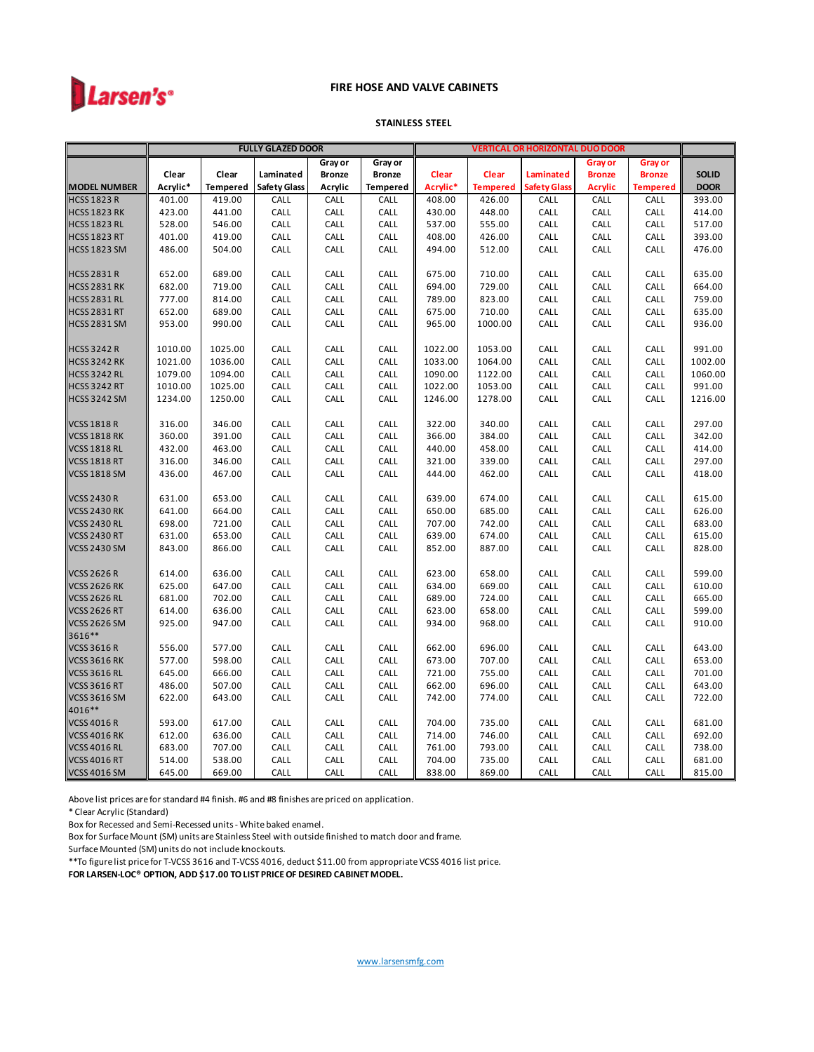**Larsen's®**

# FIRE HOSE AND VALVE CABINETS

## STAINLESS STEEL

| | FULLY GLAZED DOOR | | | | | VERTICAL OR HORIZONTAL DUO DOOR | | | | | |
|---|---|---|---|---|---|---|---|---|---|---|---|
| MODEL NUMBER | Clear Acrylic* | Clear Tempered | Laminated Safety Glass | Gray or Bronze Acrylic | Gray or Bronze Tempered | Clear Acrylic* | Clear Tempered | Laminated Safety Glass | Gray or Bronze Acrylic | Gray or Bronze Tempered | SOLID DOOR |
| HCSS 1823 R | 401.00 | 419.00 | CALL | CALL | CALL | 408.00 | 426.00 | CALL | CALL | CALL | 393.00 |
| HCSS 1823 RK | 423.00 | 441.00 | CALL | CALL | CALL | 430.00 | 448.00 | CALL | CALL | CALL | 414.00 |
| HCSS 1823 RL | 528.00 | 546.00 | CALL | CALL | CALL | 537.00 | 555.00 | CALL | CALL | CALL | 517.00 |
| HCSS 1823 RT | 401.00 | 419.00 | CALL | CALL | CALL | 408.00 | 426.00 | CALL | CALL | CALL | 393.00 |
| HCSS 1823 SM | 486.00 | 504.00 | CALL | CALL | CALL | 494.00 | 512.00 | CALL | CALL | CALL | 476.00 |
| | | | | | | | | | | | |
| HCSS 2831 R | 652.00 | 689.00 | CALL | CALL | CALL | 675.00 | 710.00 | CALL | CALL | CALL | 635.00 |
| HCSS 2831 RK | 682.00 | 719.00 | CALL | CALL | CALL | 694.00 | 729.00 | CALL | CALL | CALL | 664.00 |
| HCSS 2831 RL | 777.00 | 814.00 | CALL | CALL | CALL | 789.00 | 823.00 | CALL | CALL | CALL | 759.00 |
| HCSS 2831 RT | 652.00 | 689.00 | CALL | CALL | CALL | 675.00 | 710.00 | CALL | CALL | CALL | 635.00 |
| HCSS 2831 SM | 953.00 | 990.00 | CALL | CALL | CALL | 965.00 | 1000.00 | CALL | CALL | CALL | 936.00 |
| | | | | | | | | | | | |
| HCSS 3242 R | 1010.00 | 1025.00 | CALL | CALL | CALL | 1022.00 | 1053.00 | CALL | CALL | CALL | 991.00 |
| HCSS 3242 RK | 1021.00 | 1036.00 | CALL | CALL | CALL | 1033.00 | 1064.00 | CALL | CALL | CALL | 1002.00 |
| HCSS 3242 RL | 1079.00 | 1094.00 | CALL | CALL | CALL | 1090.00 | 1122.00 | CALL | CALL | CALL | 1060.00 |
| HCSS 3242 RT | 1010.00 | 1025.00 | CALL | CALL | CALL | 1022.00 | 1053.00 | CALL | CALL | CALL | 991.00 |
| HCSS 3242 SM | 1234.00 | 1250.00 | CALL | CALL | CALL | 1246.00 | 1278.00 | CALL | CALL | CALL | 1216.00 |
| | | | | | | | | | | | |
| VCSS 1818 R | 316.00 | 346.00 | CALL | CALL | CALL | 322.00 | 340.00 | CALL | CALL | CALL | 297.00 |
| VCSS 1818 RK | 360.00 | 391.00 | CALL | CALL | CALL | 366.00 | 384.00 | CALL | CALL | CALL | 342.00 |
| VCSS 1818 RL | 432.00 | 463.00 | CALL | CALL | CALL | 440.00 | 458.00 | CALL | CALL | CALL | 414.00 |
| VCSS 1818 RT | 316.00 | 346.00 | CALL | CALL | CALL | 321.00 | 339.00 | CALL | CALL | CALL | 297.00 |
| VCSS 1818 SM | 436.00 | 467.00 | CALL | CALL | CALL | 444.00 | 462.00 | CALL | CALL | CALL | 418.00 |
| | | | | | | | | | | | |
| VCSS 2430 R | 631.00 | 653.00 | CALL | CALL | CALL | 639.00 | 674.00 | CALL | CALL | CALL | 615.00 |
| VCSS 2430 RK | 641.00 | 664.00 | CALL | CALL | CALL | 650.00 | 685.00 | CALL | CALL | CALL | 626.00 |
| VCSS 2430 RL | 698.00 | 721.00 | CALL | CALL | CALL | 707.00 | 742.00 | CALL | CALL | CALL | 683.00 |
| VCSS 2430 RT | 631.00 | 653.00 | CALL | CALL | CALL | 639.00 | 674.00 | CALL | CALL | CALL | 615.00 |
| VCSS 2430 SM | 843.00 | 866.00 | CALL | CALL | CALL | 852.00 | 887.00 | CALL | CALL | CALL | 828.00 |
| | | | | | | | | | | | |
| VCSS 2626 R | 614.00 | 636.00 | CALL | CALL | CALL | 623.00 | 658.00 | CALL | CALL | CALL | 599.00 |
| VCSS 2626 RK | 625.00 | 647.00 | CALL | CALL | CALL | 634.00 | 669.00 | CALL | CALL | CALL | 610.00 |
| VCSS 2626 RL | 681.00 | 702.00 | CALL | CALL | CALL | 689.00 | 724.00 | CALL | CALL | CALL | 665.00 |
| VCSS 2626 RT | 614.00 | 636.00 | CALL | CALL | CALL | 623.00 | 658.00 | CALL | CALL | CALL | 599.00 |
| VCSS 2626 SM | 925.00 | 947.00 | CALL | CALL | CALL | 934.00 | 968.00 | CALL | CALL | CALL | 910.00 |
| 3616** | | | | | | | | | | | |
| VCSS 3616 R | 556.00 | 577.00 | CALL | CALL | CALL | 662.00 | 696.00 | CALL | CALL | CALL | 643.00 |
| VCSS 3616 RK | 577.00 | 598.00 | CALL | CALL | CALL | 673.00 | 707.00 | CALL | CALL | CALL | 653.00 |
| VCSS 3616 RL | 645.00 | 666.00 | CALL | CALL | CALL | 721.00 | 755.00 | CALL | CALL | CALL | 701.00 |
| VCSS 3616 RT | 486.00 | 507.00 | CALL | CALL | CALL | 662.00 | 696.00 | CALL | CALL | CALL | 643.00 |
| VCSS 3616 SM | 622.00 | 643.00 | CALL | CALL | CALL | 742.00 | 774.00 | CALL | CALL | CALL | 722.00 |
| 4016** | | | | | | | | | | | |
| VCSS 4016 R | 593.00 | 617.00 | CALL | CALL | CALL | 704.00 | 735.00 | CALL | CALL | CALL | 681.00 |
| VCSS 4016 RK | 612.00 | 636.00 | CALL | CALL | CALL | 714.00 | 746.00 | CALL | CALL | CALL | 692.00 |
| VCSS 4016 RL | 683.00 | 707.00 | CALL | CALL | CALL | 761.00 | 793.00 | CALL | CALL | CALL | 738.00 |
| VCSS 4016 RT | 514.00 | 538.00 | CALL | CALL | CALL | 704.00 | 735.00 | CALL | CALL | CALL | 681.00 |
| VCSS 4016 SM | 645.00 | 669.00 | CALL | CALL | CALL | 838.00 | 869.00 | CALL | CALL | CALL | 815.00 |

Above list prices are for standard #4 finish. #6 and #8 finishes are priced on application.
* Clear Acrylic (Standard)
Box for Recessed and Semi-Recessed units - White baked enamel.
Box for Surface Mount (SM) units are Stainless Steel with outside finished to match door and frame.
Surface Mounted (SM) units do not include knockouts.
**To figure list price for T-VCSS 3616 and T-VCSS 4016, deduct $11.00 from appropriate VCSS 4016 list price.
**FOR LARSEN-LOC® OPTION, ADD $17.00 TO LIST PRICE OF DESIRED CABINET MODEL.**

www.larsensmfg.com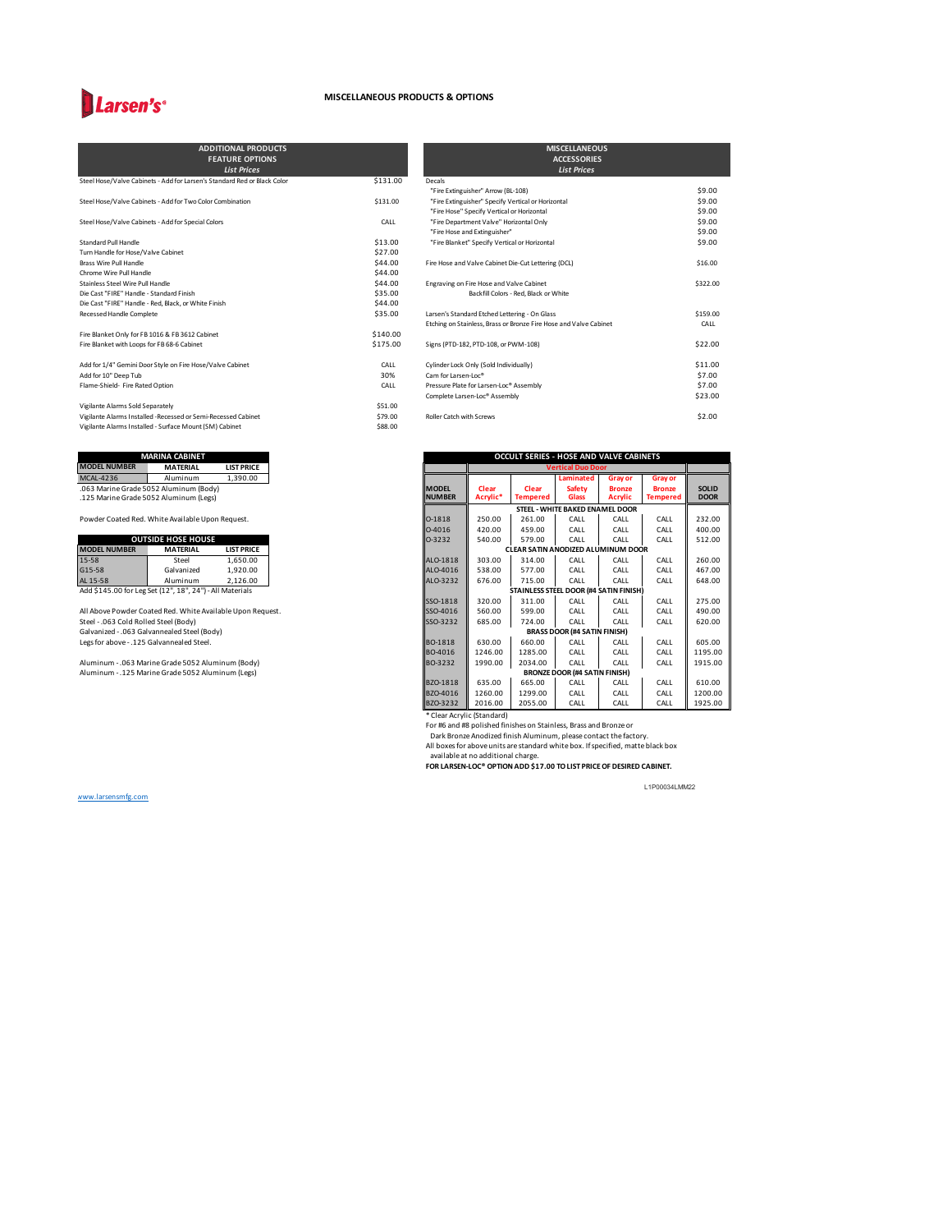Larsen's®

# MISCELLANEOUS PRODUCTS & OPTIONS

| ADDITIONAL PRODUCTS FEATURE OPTIONS *List Prices* | |
|---|---|
| Steel Hose/Valve Cabinets - Add for Larsen's Standard Red or Black Color | $131.00 |
| Steel Hose/Valve Cabinets - Add for Two Color Combination | $131.00 |
| Steel Hose/Valve Cabinets - Add for Special Colors | CALL |
| Standard Pull Handle | $13.00 |
| Turn Handle for Hose/Valve Cabinet | $27.00 |
| Brass Wire Pull Handle | $44.00 |
| Chrome Wire Pull Handle | $44.00 |
| Stainless Steel Wire Pull Handle | $44.00 |
| Die Cast "FIRE" Handle - Standard Finish | $35.00 |
| Die Cast "FIRE" Handle - Red, Black, or White Finish | $44.00 |
| Recessed Handle Complete | $35.00 |
| Fire Blanket Only for FB 1016 & FB 3612 Cabinet | $140.00 |
| Fire Blanket with Loops for FB 68-6 Cabinet | $175.00 |
| Add for 1/4" Gemini Door Style on Fire Hose/Valve Cabinet | CALL |
| Add for 10" Deep Tub | 30% |
| Flame-Shield- Fire Rated Option | CALL |
| Vigilante Alarms Sold Separately | $51.00 |
| Vigilante Alarms Installed -Recessed or Semi-Recessed Cabinet | $79.00 |
| Vigilante Alarms Installed - Surface Mount (SM) Cabinet | $88.00 |

| MISCELLANEOUS ACCESSORIES *List Prices* | |
|---|---|
| Decals | |
| "Fire Extinguisher" Arrow (BL-108) | $9.00 |
| "Fire Extinguisher" Specify Vertical or Horizontal | $9.00 |
| "Fire Hose" Specify Vertical or Horizontal | $9.00 |
| "Fire Department Valve" Horizontal Only | $9.00 |
| "Fire Hose and Extinguisher" | $9.00 |
| "Fire Blanket" Specify Vertical or Horizontal | $9.00 |
| Fire Hose and Valve Cabinet Die-Cut Lettering (DCL) | $16.00 |
| Engraving on Fire Hose and Valve Cabinet | $322.00 |
| Backfill Colors - Red, Black or White | |
| Larsen's Standard Etched Lettering - On Glass | $159.00 |
| Etching on Stainless, Brass or Bronze Fire Hose and Valve Cabinet | CALL |
| Signs (PTD-182, PTD-108, or PWM-108) | $22.00 |
| Cylinder Lock Only (Sold Individually) | $11.00 |
| Cam for Larsen-Loc® | $7.00 |
| Pressure Plate for Larsen-Loc® Assembly | $7.00 |
| Complete Larsen-Loc® Assembly | $23.00 |
| Roller Catch with Screws | $2.00 |

| MARINA CABINET | | |
|---|---|---|
| MODEL NUMBER | MATERIAL | LIST PRICE |
| MCAL-4236 | Aluminum | 1,390.00 |

.063 Marine Grade 5052 Aluminum (Body)
.125 Marine Grade 5052 Aluminum (Legs)

Powder Coated Red. White Available Upon Request.

| OUTSIDE HOSE HOUSE | | |
|---|---|---|
| MODEL NUMBER | MATERIAL | LIST PRICE |
| 15-58 | Steel | 1,650.00 |
| G15-58 | Galvanized | 1,920.00 |
| AL 15-58 | Aluminum | 2,126.00 |

Add $145.00 for Leg Set (12", 18", 24") - All Materials

All Above Powder Coated Red. White Available Upon Request.
Steel - .063 Cold Rolled Steel (Body)
Galvanized - .063 Galvannealed Steel (Body)
Legs for above - .125 Galvannealed Steel.

Aluminum - .063 Marine Grade 5052 Aluminum (Body)
Aluminum - .125 Marine Grade 5052 Aluminum (Legs)

| OCCULT SERIES - HOSE AND VALVE CABINETS | | | | | | |
|---|---|---|---|---|---|---|
| | Vertical Duo Door | | | | | |
| MODEL NUMBER | Clear Acrylic* | Clear Tempered | Laminated Safety Glass | Gray or Bronze Acrylic | Gray or Bronze Tempered | SOLID DOOR |
| STEEL - WHITE BAKED ENAMEL DOOR | | | | | | |
| O-1818 | 250.00 | 261.00 | CALL | CALL | CALL | 232.00 |
| O-4016 | 420.00 | 459.00 | CALL | CALL | CALL | 400.00 |
| O-3232 | 540.00 | 579.00 | CALL | CALL | CALL | 512.00 |
| CLEAR SATIN ANODIZED ALUMINUM DOOR | | | | | | |
| ALO-1818 | 303.00 | 314.00 | CALL | CALL | CALL | 260.00 |
| ALO-4016 | 538.00 | 577.00 | CALL | CALL | CALL | 467.00 |
| ALO-3232 | 676.00 | 715.00 | CALL | CALL | CALL | 648.00 |
| STAINLESS STEEL DOOR (#4 SATIN FINISH) | | | | | | |
| SSO-1818 | 320.00 | 311.00 | CALL | CALL | CALL | 275.00 |
| SSO-4016 | 560.00 | 599.00 | CALL | CALL | CALL | 490.00 |
| SSO-3232 | 685.00 | 724.00 | CALL | CALL | CALL | 620.00 |
| BRASS DOOR (#4 SATIN FINISH) | | | | | | |
| BO-1818 | 630.00 | 660.00 | CALL | CALL | CALL | 605.00 |
| BO-4016 | 1246.00 | 1285.00 | CALL | CALL | CALL | 1195.00 |
| BO-3232 | 1990.00 | 2034.00 | CALL | CALL | CALL | 1915.00 |
| BRONZE DOOR (#4 SATIN FINISH) | | | | | | |
| BZO-1818 | 635.00 | 665.00 | CALL | CALL | CALL | 610.00 |
| BZO-4016 | 1260.00 | 1299.00 | CALL | CALL | CALL | 1200.00 |
| BZO-3232 | 2016.00 | 2055.00 | CALL | CALL | CALL | 1925.00 |

\* Clear Acrylic (Standard)
For #6 and #8 polished finishes on Stainless, Brass and Bronze or Dark Bronze Anodized finish Aluminum, please contact the factory.
All boxes for above units are standard white box. If specified, matte black box available at no additional charge.

**FOR LARSEN-LOC® OPTION ADD $17.00 TO LIST PRICE OF DESIRED CABINET.**

L1P00034LMM22

www.larsensmfg.com